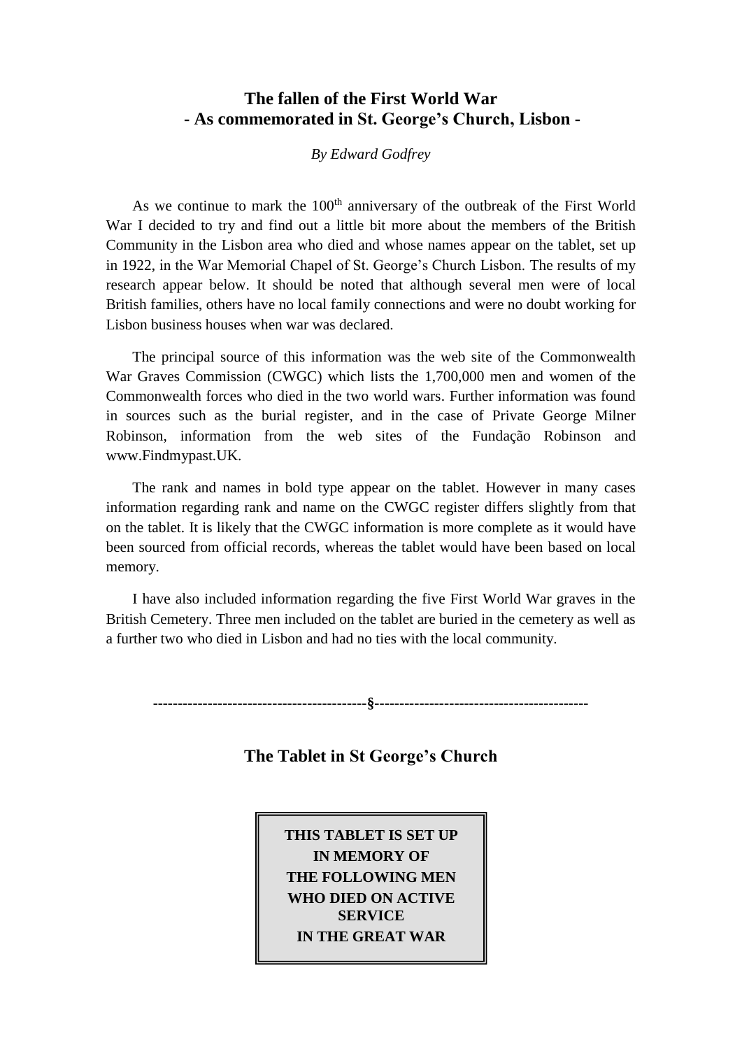# The fallen of the First World War
## - As commemorated in St. George's Church, Lisbon -

*By Edward Godfrey*

As we continue to mark the 100th anniversary of the outbreak of the First World War I decided to try and find out a little bit more about the members of the British Community in the Lisbon area who died and whose names appear on the tablet, set up in 1922, in the War Memorial Chapel of St. George's Church Lisbon. The results of my research appear below. It should be noted that although several men were of local British families, others have no local family connections and were no doubt working for Lisbon business houses when war was declared.

The principal source of this information was the web site of the Commonwealth War Graves Commission (CWGC) which lists the 1,700,000 men and women of the Commonwealth forces who died in the two world wars. Further information was found in sources such as the burial register, and in the case of Private George Milner Robinson, information from the web sites of the Fundação Robinson and www.Findmypast.UK.

The rank and names in bold type appear on the tablet. However in many cases information regarding rank and name on the CWGC register differs slightly from that on the tablet. It is likely that the CWGC information is more complete as it would have been sourced from official records, whereas the tablet would have been based on local memory.

I have also included information regarding the five First World War graves in the British Cemetery. Three men included on the tablet are buried in the cemetery as well as a further two who died in Lisbon and had no ties with the local community.

------------------------------------------§------------------------------------------

## The Tablet in St George's Church

**THIS TABLET IS SET UP
IN MEMORY OF
THE FOLLOWING MEN
WHO DIED ON ACTIVE SERVICE
IN THE GREAT WAR**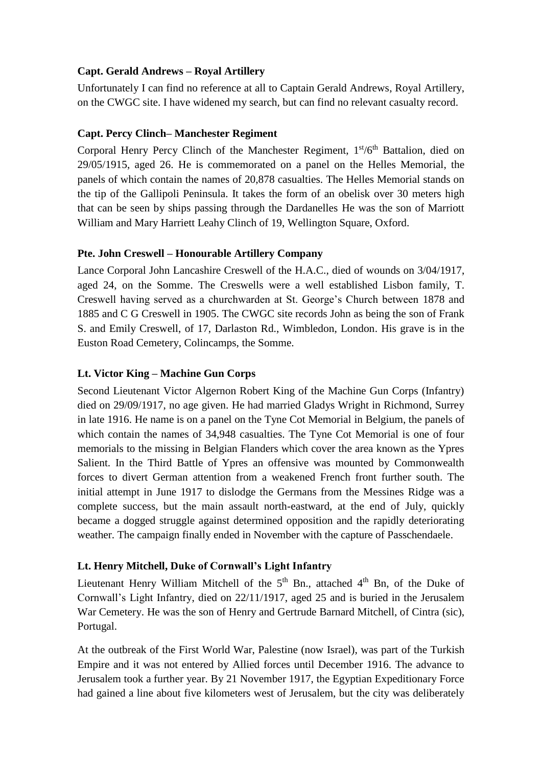### Capt. Gerald Andrews – Royal Artillery

Unfortunately I can find no reference at all to Captain Gerald Andrews, Royal Artillery, on the CWGC site. I have widened my search, but can find no relevant casualty record.

### Capt. Percy Clinch– Manchester Regiment

Corporal Henry Percy Clinch of the Manchester Regiment, 1st/6th Battalion, died on 29/05/1915, aged 26. He is commemorated on a panel on the Helles Memorial, the panels of which contain the names of 20,878 casualties. The Helles Memorial stands on the tip of the Gallipoli Peninsula. It takes the form of an obelisk over 30 meters high that can be seen by ships passing through the Dardanelles He was the son of Marriott William and Mary Harriett Leahy Clinch of 19, Wellington Square, Oxford.

### Pte. John Creswell – Honourable Artillery Company

Lance Corporal John Lancashire Creswell of the H.A.C., died of wounds on 3/04/1917, aged 24, on the Somme. The Creswells were a well established Lisbon family, T. Creswell having served as a churchwarden at St. George's Church between 1878 and 1885 and C G Creswell in 1905. The CWGC site records John as being the son of Frank S. and Emily Creswell, of 17, Darlaston Rd., Wimbledon, London. His grave is in the Euston Road Cemetery, Colincamps, the Somme.

### Lt. Victor King – Machine Gun Corps

Second Lieutenant Victor Algernon Robert King of the Machine Gun Corps (Infantry) died on 29/09/1917, no age given. He had married Gladys Wright in Richmond, Surrey in late 1916. He name is on a panel on the Tyne Cot Memorial in Belgium, the panels of which contain the names of 34,948 casualties. The Tyne Cot Memorial is one of four memorials to the missing in Belgian Flanders which cover the area known as the Ypres Salient. In the Third Battle of Ypres an offensive was mounted by Commonwealth forces to divert German attention from a weakened French front further south. The initial attempt in June 1917 to dislodge the Germans from the Messines Ridge was a complete success, but the main assault north-eastward, at the end of July, quickly became a dogged struggle against determined opposition and the rapidly deteriorating weather. The campaign finally ended in November with the capture of Passchendaele.

### Lt. Henry Mitchell, Duke of Cornwall's Light Infantry

Lieutenant Henry William Mitchell of the 5th Bn., attached 4th Bn, of the Duke of Cornwall's Light Infantry, died on 22/11/1917, aged 25 and is buried in the Jerusalem War Cemetery. He was the son of Henry and Gertrude Barnard Mitchell, of Cintra (sic), Portugal.

At the outbreak of the First World War, Palestine (now Israel), was part of the Turkish Empire and it was not entered by Allied forces until December 1916. The advance to Jerusalem took a further year. By 21 November 1917, the Egyptian Expeditionary Force had gained a line about five kilometers west of Jerusalem, but the city was deliberately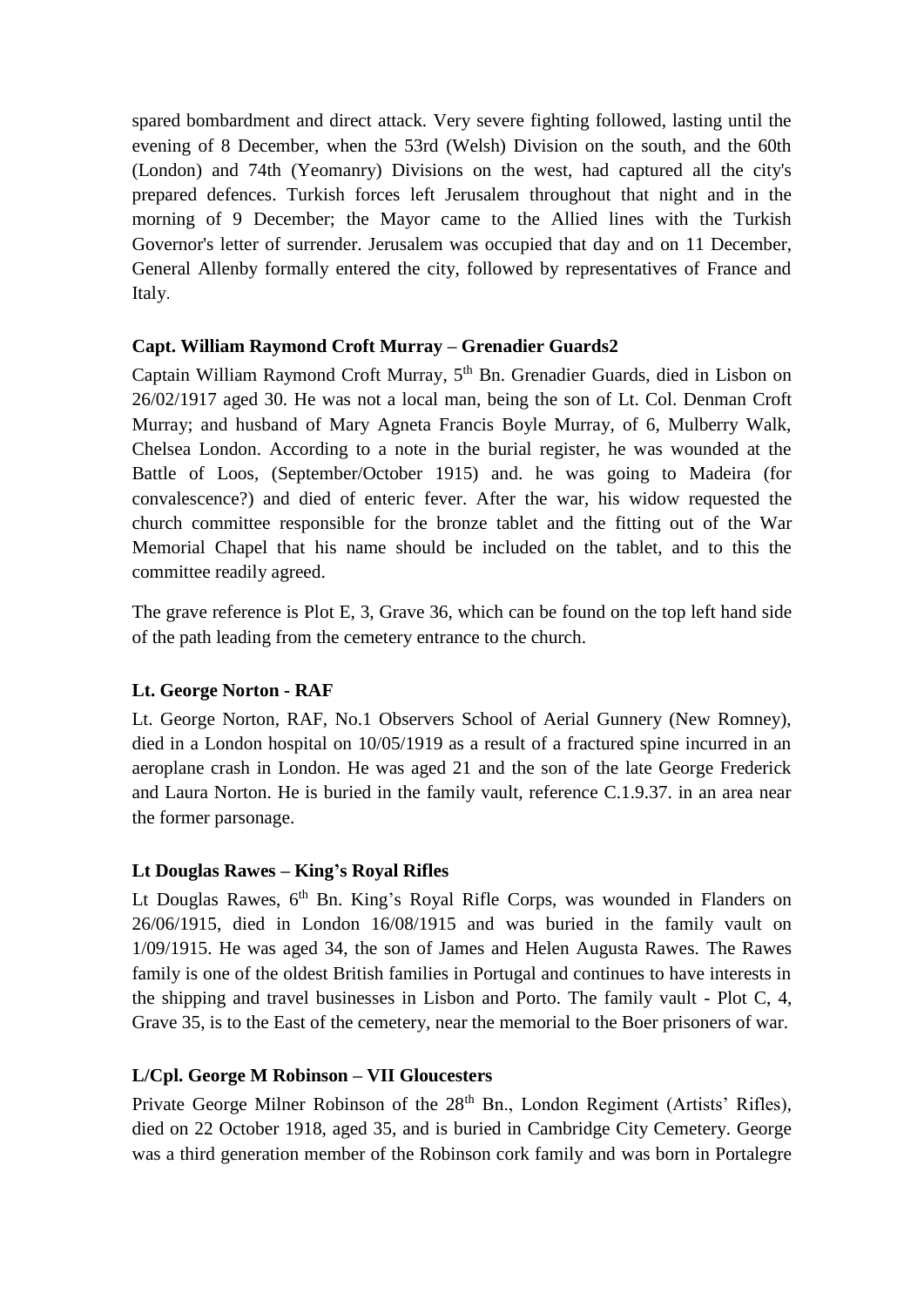spared bombardment and direct attack. Very severe fighting followed, lasting until the evening of 8 December, when the 53rd (Welsh) Division on the south, and the 60th (London) and 74th (Yeomanry) Divisions on the west, had captured all the city's prepared defences. Turkish forces left Jerusalem throughout that night and in the morning of 9 December; the Mayor came to the Allied lines with the Turkish Governor's letter of surrender. Jerusalem was occupied that day and on 11 December, General Allenby formally entered the city, followed by representatives of France and Italy.

**Capt. William Raymond Croft Murray – Grenadier Guards2**

Captain William Raymond Croft Murray, 5th Bn. Grenadier Guards, died in Lisbon on 26/02/1917 aged 30. He was not a local man, being the son of Lt. Col. Denman Croft Murray; and husband of Mary Agneta Francis Boyle Murray, of 6, Mulberry Walk, Chelsea London. According to a note in the burial register, he was wounded at the Battle of Loos, (September/October 1915) and. he was going to Madeira (for convalescence?) and died of enteric fever. After the war, his widow requested the church committee responsible for the bronze tablet and the fitting out of the War Memorial Chapel that his name should be included on the tablet, and to this the committee readily agreed.

The grave reference is Plot E, 3, Grave 36, which can be found on the top left hand side of the path leading from the cemetery entrance to the church.

**Lt. George Norton - RAF**

Lt. George Norton, RAF, No.1 Observers School of Aerial Gunnery (New Romney), died in a London hospital on 10/05/1919 as a result of a fractured spine incurred in an aeroplane crash in London. He was aged 21 and the son of the late George Frederick and Laura Norton. He is buried in the family vault, reference C.1.9.37. in an area near the former parsonage.

**Lt Douglas Rawes – King's Royal Rifles**

Lt Douglas Rawes, 6th Bn. King's Royal Rifle Corps, was wounded in Flanders on 26/06/1915, died in London 16/08/1915 and was buried in the family vault on 1/09/1915. He was aged 34, the son of James and Helen Augusta Rawes. The Rawes family is one of the oldest British families in Portugal and continues to have interests in the shipping and travel businesses in Lisbon and Porto. The family vault - Plot C, 4, Grave 35, is to the East of the cemetery, near the memorial to the Boer prisoners of war.

**L/Cpl. George M Robinson – VII Gloucesters**

Private George Milner Robinson of the 28th Bn., London Regiment (Artists' Rifles), died on 22 October 1918, aged 35, and is buried in Cambridge City Cemetery. George was a third generation member of the Robinson cork family and was born in Portalegre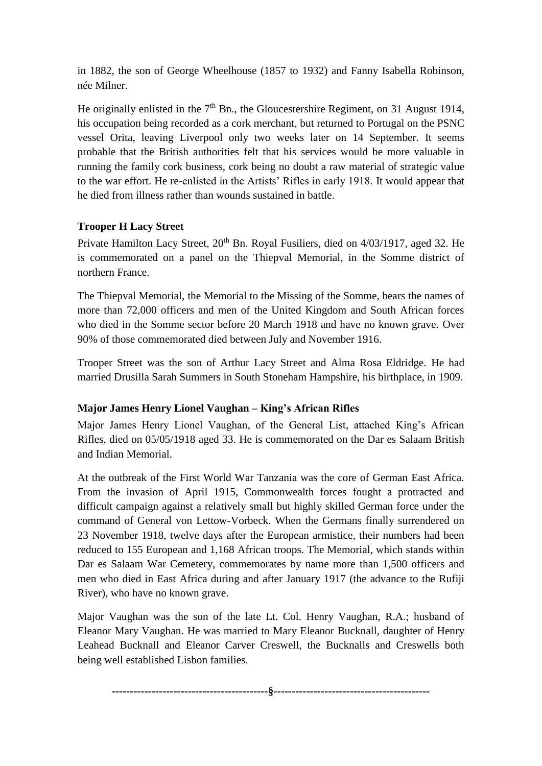in 1882, the son of George Wheelhouse (1857 to 1932) and Fanny Isabella Robinson, née Milner.

He originally enlisted in the 7th Bn., the Gloucestershire Regiment, on 31 August 1914, his occupation being recorded as a cork merchant, but returned to Portugal on the PSNC vessel Orita, leaving Liverpool only two weeks later on 14 September. It seems probable that the British authorities felt that his services would be more valuable in running the family cork business, cork being no doubt a raw material of strategic value to the war effort. He re-enlisted in the Artists' Rifles in early 1918. It would appear that he died from illness rather than wounds sustained in battle.

### Trooper H Lacy Street

Private Hamilton Lacy Street, 20th Bn. Royal Fusiliers, died on 4/03/1917, aged 32. He is commemorated on a panel on the Thiepval Memorial, in the Somme district of northern France.

The Thiepval Memorial, the Memorial to the Missing of the Somme, bears the names of more than 72,000 officers and men of the United Kingdom and South African forces who died in the Somme sector before 20 March 1918 and have no known grave. Over 90% of those commemorated died between July and November 1916.

Trooper Street was the son of Arthur Lacy Street and Alma Rosa Eldridge. He had married Drusilla Sarah Summers in South Stoneham Hampshire, his birthplace, in 1909.

### Major James Henry Lionel Vaughan – King's African Rifles

Major James Henry Lionel Vaughan, of the General List, attached King's African Rifles, died on 05/05/1918 aged 33. He is commemorated on the Dar es Salaam British and Indian Memorial.

At the outbreak of the First World War Tanzania was the core of German East Africa. From the invasion of April 1915, Commonwealth forces fought a protracted and difficult campaign against a relatively small but highly skilled German force under the command of General von Lettow-Vorbeck. When the Germans finally surrendered on 23 November 1918, twelve days after the European armistice, their numbers had been reduced to 155 European and 1,168 African troops. The Memorial, which stands within Dar es Salaam War Cemetery, commemorates by name more than 1,500 officers and men who died in East Africa during and after January 1917 (the advance to the Rufiji River), who have no known grave.

Major Vaughan was the son of the late Lt. Col. Henry Vaughan, R.A.; husband of Eleanor Mary Vaughan. He was married to Mary Eleanor Bucknall, daughter of Henry Leahead Bucknall and Eleanor Carver Creswell, the Bucknalls and Creswells both being well established Lisbon families.

------------------------------------------§------------------------------------------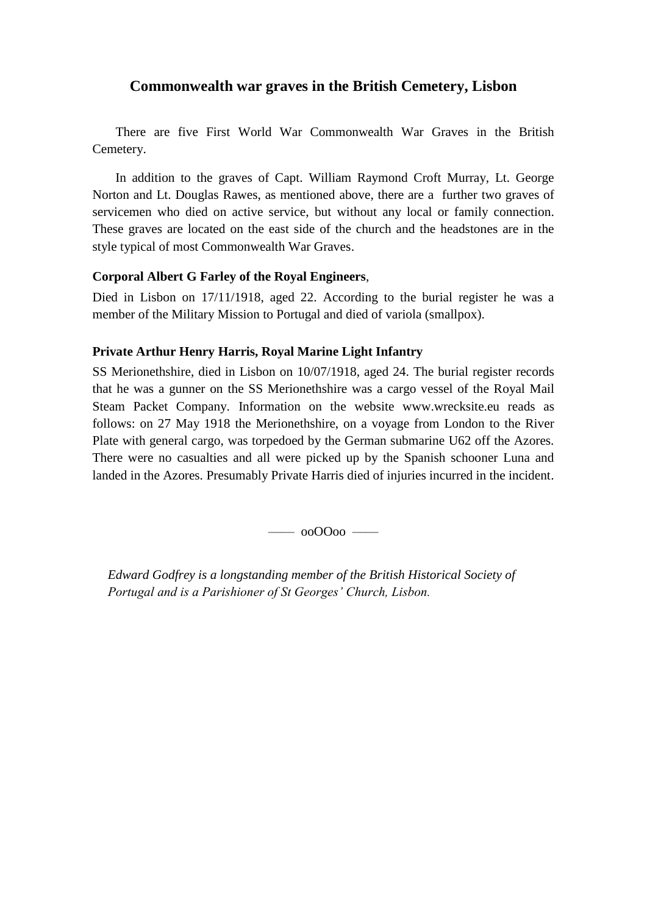## Commonwealth war graves in the British Cemetery, Lisbon

There are five First World War Commonwealth War Graves in the British Cemetery.

In addition to the graves of Capt. William Raymond Croft Murray, Lt. George Norton and Lt. Douglas Rawes, as mentioned above, there are a further two graves of servicemen who died on active service, but without any local or family connection. These graves are located on the east side of the church and the headstones are in the style typical of most Commonwealth War Graves.

**Corporal Albert G Farley of the Royal Engineers**,

Died in Lisbon on 17/11/1918, aged 22. According to the burial register he was a member of the Military Mission to Portugal and died of variola (smallpox).

**Private Arthur Henry Harris, Royal Marine Light Infantry**

SS Merionethshire, died in Lisbon on 10/07/1918, aged 24. The burial register records that he was a gunner on the SS Merionethshire was a cargo vessel of the Royal Mail Steam Packet Company. Information on the website www.wrecksite.eu reads as follows: on 27 May 1918 the Merionethshire, on a voyage from London to the River Plate with general cargo, was torpedoed by the German submarine U62 off the Azores. There were no casualties and all were picked up by the Spanish schooner Luna and landed in the Azores. Presumably Private Harris died of injuries incurred in the incident.

—— ooOOoo ——

*Edward Godfrey is a longstanding member of the British Historical Society of Portugal and is a Parishioner of St Georges' Church, Lisbon.*